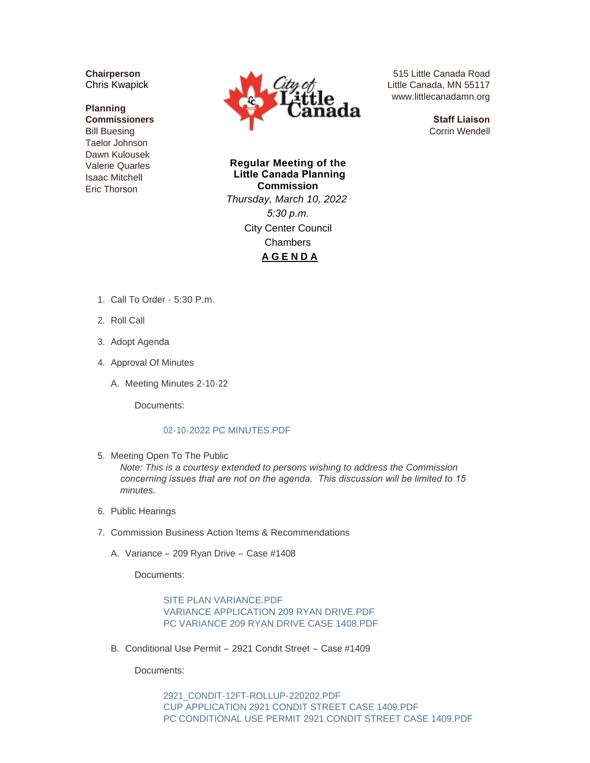**Chairperson**
Chris Kwapick

**Planning Commissioners**
Bill Buesing
Taelor Johnson
Dawn Kulousek
Valerie Quarles
Isaac Mitchell
Eric Thorson

515 Little Canada Road
Little Canada, MN 55117
www.littlecanadamn.org

**Staff Liaison**
Corrin Wendell

**Regular Meeting of the Little Canada Planning Commission**

*Thursday, March 10, 2022*

*5:30 p.m.*

City Center Council Chambers

**<u>AGENDA</u>**

1. Call To Order - 5:30 P.m.
2. Roll Call
3. Adopt Agenda
4. Approval Of Minutes
   A. Meeting Minutes 2-10-22

      Documents:

      02-10-2022 PC MINUTES.PDF

5. Meeting Open To The Public
   *Note: This is a courtesy extended to persons wishing to address the Commission concerning issues that are not on the agenda. This discussion will be limited to 15 minutes.*
6. Public Hearings
7. Commission Business Action Items & Recommendations
   A. Variance – 209 Ryan Drive – Case #1408

      Documents:

      SITE PLAN VARIANCE.PDF
      VARIANCE APPLICATION 209 RYAN DRIVE.PDF
      PC VARIANCE 209 RYAN DRIVE CASE 1408.PDF

   B. Conditional Use Permit – 2921 Condit Street – Case #1409

      Documents:

      2921_CONDIT-12FT-ROLLUP-220202.PDF
      CUP APPLICATION 2921 CONDIT STREET CASE 1409.PDF
      PC CONDITIONAL USE PERMIT 2921 CONDIT STREET CASE 1409.PDF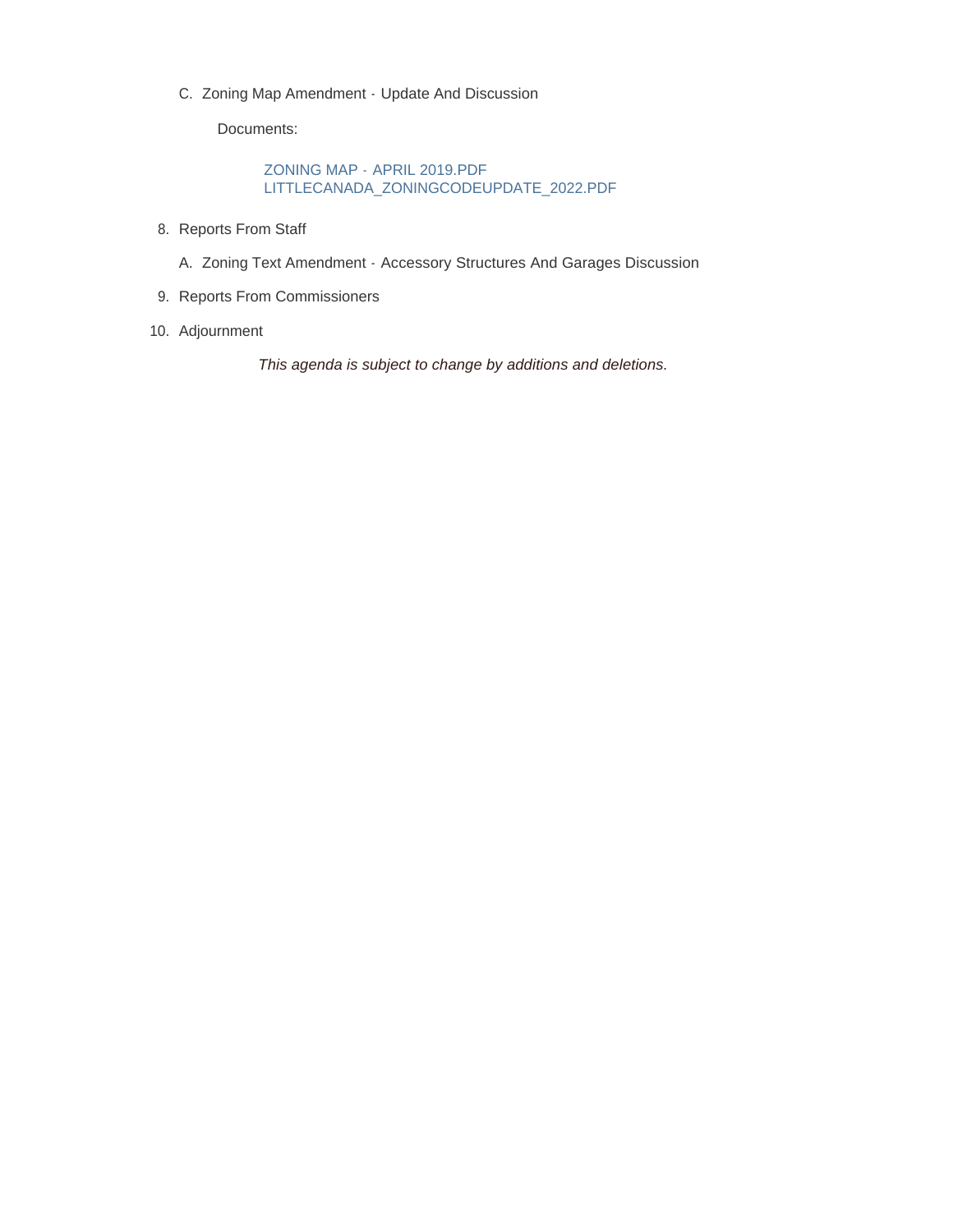C. Zoning Map Amendment - Update And Discussion

   Documents:

   ZONING MAP - APRIL 2019.PDF
   LITTLECANADA_ZONINGCODEUPDATE_2022.PDF

8. Reports From Staff

   A. Zoning Text Amendment - Accessory Structures And Garages Discussion

9. Reports From Commissioners

10. Adjournment

*This agenda is subject to change by additions and deletions.*